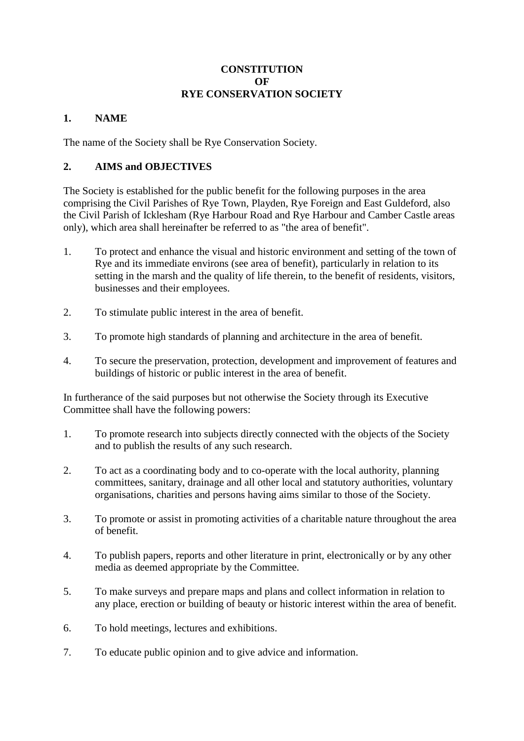# CONSTITUTION
# OF
# RYE CONSERVATION SOCIETY

## 1. NAME

The name of the Society shall be Rye Conservation Society.

## 2. AIMS and OBJECTIVES

The Society is established for the public benefit for the following purposes in the area comprising the Civil Parishes of Rye Town, Playden, Rye Foreign and East Guldeford, also the Civil Parish of Icklesham (Rye Harbour Road and Rye Harbour and Camber Castle areas only), which area shall hereinafter be referred to as "the area of benefit".

1. To protect and enhance the visual and historic environment and setting of the town of Rye and its immediate environs (see area of benefit), particularly in relation to its setting in the marsh and the quality of life therein, to the benefit of residents, visitors, businesses and their employees.

2. To stimulate public interest in the area of benefit.

3. To promote high standards of planning and architecture in the area of benefit.

4. To secure the preservation, protection, development and improvement of features and buildings of historic or public interest in the area of benefit.

In furtherance of the said purposes but not otherwise the Society through its Executive Committee shall have the following powers:

1. To promote research into subjects directly connected with the objects of the Society and to publish the results of any such research.

2. To act as a coordinating body and to co-operate with the local authority, planning committees, sanitary, drainage and all other local and statutory authorities, voluntary organisations, charities and persons having aims similar to those of the Society.

3. To promote or assist in promoting activities of a charitable nature throughout the area of benefit.

4. To publish papers, reports and other literature in print, electronically or by any other media as deemed appropriate by the Committee.

5. To make surveys and prepare maps and plans and collect information in relation to any place, erection or building of beauty or historic interest within the area of benefit.

6. To hold meetings, lectures and exhibitions.

7. To educate public opinion and to give advice and information.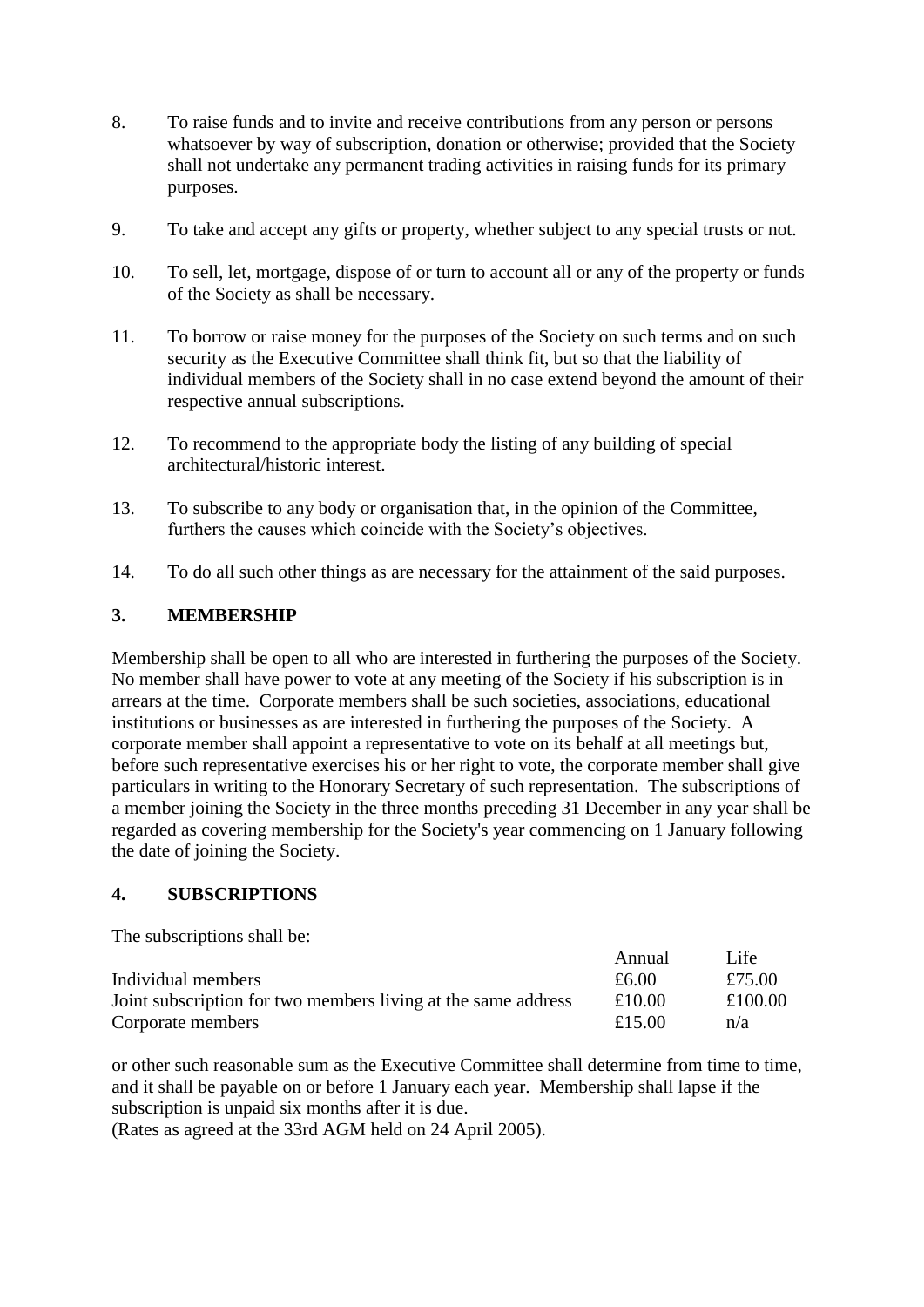8. To raise funds and to invite and receive contributions from any person or persons whatsoever by way of subscription, donation or otherwise; provided that the Society shall not undertake any permanent trading activities in raising funds for its primary purposes.

9. To take and accept any gifts or property, whether subject to any special trusts or not.

10. To sell, let, mortgage, dispose of or turn to account all or any of the property or funds of the Society as shall be necessary.

11. To borrow or raise money for the purposes of the Society on such terms and on such security as the Executive Committee shall think fit, but so that the liability of individual members of the Society shall in no case extend beyond the amount of their respective annual subscriptions.

12. To recommend to the appropriate body the listing of any building of special architectural/historic interest.

13. To subscribe to any body or organisation that, in the opinion of the Committee, furthers the causes which coincide with the Society's objectives.

14. To do all such other things as are necessary for the attainment of the said purposes.

## 3. MEMBERSHIP

Membership shall be open to all who are interested in furthering the purposes of the Society. No member shall have power to vote at any meeting of the Society if his subscription is in arrears at the time. Corporate members shall be such societies, associations, educational institutions or businesses as are interested in furthering the purposes of the Society. A corporate member shall appoint a representative to vote on its behalf at all meetings but, before such representative exercises his or her right to vote, the corporate member shall give particulars in writing to the Honorary Secretary of such representation. The subscriptions of a member joining the Society in the three months preceding 31 December in any year shall be regarded as covering membership for the Society's year commencing on 1 January following the date of joining the Society.

## 4. SUBSCRIPTIONS

The subscriptions shall be:

| | Annual | Life |
|---|---|---|
| Individual members | £6.00 | £75.00 |
| Joint subscription for two members living at the same address | £10.00 | £100.00 |
| Corporate members | £15.00 | n/a |

or other such reasonable sum as the Executive Committee shall determine from time to time, and it shall be payable on or before 1 January each year. Membership shall lapse if the subscription is unpaid six months after it is due.
(Rates as agreed at the 33rd AGM held on 24 April 2005).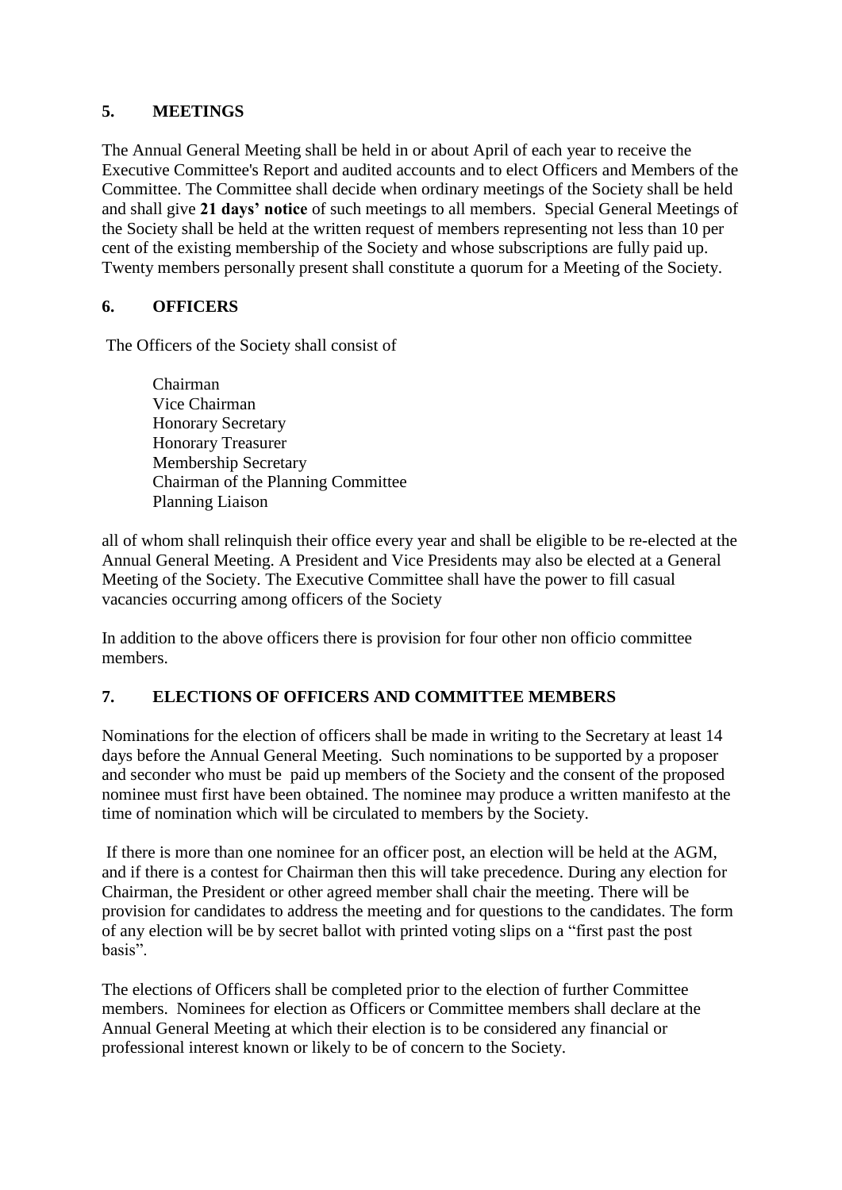## 5. MEETINGS

The Annual General Meeting shall be held in or about April of each year to receive the Executive Committee's Report and audited accounts and to elect Officers and Members of the Committee. The Committee shall decide when ordinary meetings of the Society shall be held and shall give **21 days' notice** of such meetings to all members. Special General Meetings of the Society shall be held at the written request of members representing not less than 10 per cent of the existing membership of the Society and whose subscriptions are fully paid up. Twenty members personally present shall constitute a quorum for a Meeting of the Society.

## 6. OFFICERS

The Officers of the Society shall consist of

- Chairman
- Vice Chairman
- Honorary Secretary
- Honorary Treasurer
- Membership Secretary
- Chairman of the Planning Committee
- Planning Liaison

all of whom shall relinquish their office every year and shall be eligible to be re-elected at the Annual General Meeting. A President and Vice Presidents may also be elected at a General Meeting of the Society. The Executive Committee shall have the power to fill casual vacancies occurring among officers of the Society

In addition to the above officers there is provision for four other non officio committee members.

## 7. ELECTIONS OF OFFICERS AND COMMITTEE MEMBERS

Nominations for the election of officers shall be made in writing to the Secretary at least 14 days before the Annual General Meeting. Such nominations to be supported by a proposer and seconder who must be paid up members of the Society and the consent of the proposed nominee must first have been obtained. The nominee may produce a written manifesto at the time of nomination which will be circulated to members by the Society.

If there is more than one nominee for an officer post, an election will be held at the AGM, and if there is a contest for Chairman then this will take precedence. During any election for Chairman, the President or other agreed member shall chair the meeting. There will be provision for candidates to address the meeting and for questions to the candidates. The form of any election will be by secret ballot with printed voting slips on a "first past the post basis".

The elections of Officers shall be completed prior to the election of further Committee members. Nominees for election as Officers or Committee members shall declare at the Annual General Meeting at which their election is to be considered any financial or professional interest known or likely to be of concern to the Society.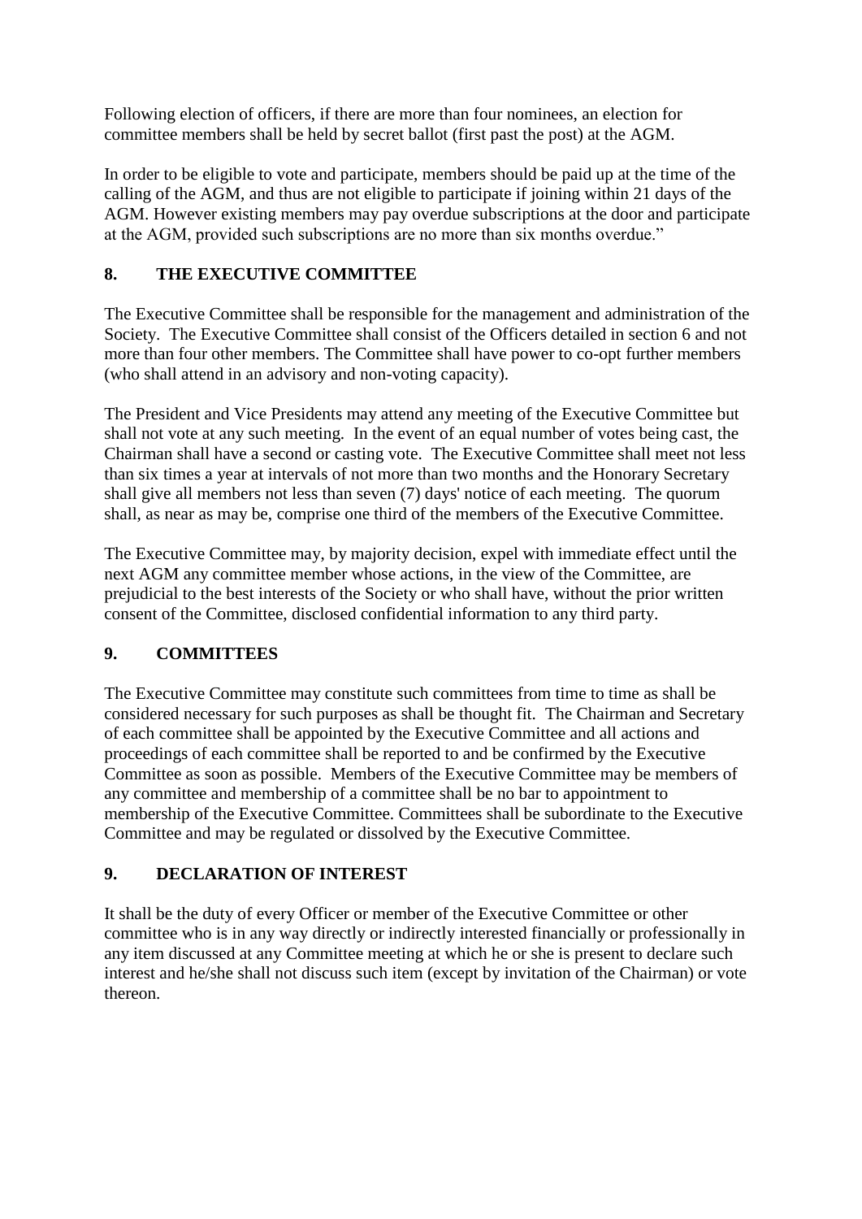Following election of officers, if there are more than four nominees, an election for committee members shall be held by secret ballot (first past the post) at the AGM.

In order to be eligible to vote and participate, members should be paid up at the time of the calling of the AGM, and thus are not eligible to participate if joining within 21 days of the AGM. However existing members may pay overdue subscriptions at the door and participate at the AGM, provided such subscriptions are no more than six months overdue."

## 8. THE EXECUTIVE COMMITTEE

The Executive Committee shall be responsible for the management and administration of the Society. The Executive Committee shall consist of the Officers detailed in section 6 and not more than four other members. The Committee shall have power to co-opt further members (who shall attend in an advisory and non-voting capacity).

The President and Vice Presidents may attend any meeting of the Executive Committee but shall not vote at any such meeting. In the event of an equal number of votes being cast, the Chairman shall have a second or casting vote. The Executive Committee shall meet not less than six times a year at intervals of not more than two months and the Honorary Secretary shall give all members not less than seven (7) days' notice of each meeting. The quorum shall, as near as may be, comprise one third of the members of the Executive Committee.

The Executive Committee may, by majority decision, expel with immediate effect until the next AGM any committee member whose actions, in the view of the Committee, are prejudicial to the best interests of the Society or who shall have, without the prior written consent of the Committee, disclosed confidential information to any third party.

## 9. COMMITTEES

The Executive Committee may constitute such committees from time to time as shall be considered necessary for such purposes as shall be thought fit. The Chairman and Secretary of each committee shall be appointed by the Executive Committee and all actions and proceedings of each committee shall be reported to and be confirmed by the Executive Committee as soon as possible. Members of the Executive Committee may be members of any committee and membership of a committee shall be no bar to appointment to membership of the Executive Committee. Committees shall be subordinate to the Executive Committee and may be regulated or dissolved by the Executive Committee.

## 9. DECLARATION OF INTEREST

It shall be the duty of every Officer or member of the Executive Committee or other committee who is in any way directly or indirectly interested financially or professionally in any item discussed at any Committee meeting at which he or she is present to declare such interest and he/she shall not discuss such item (except by invitation of the Chairman) or vote thereon.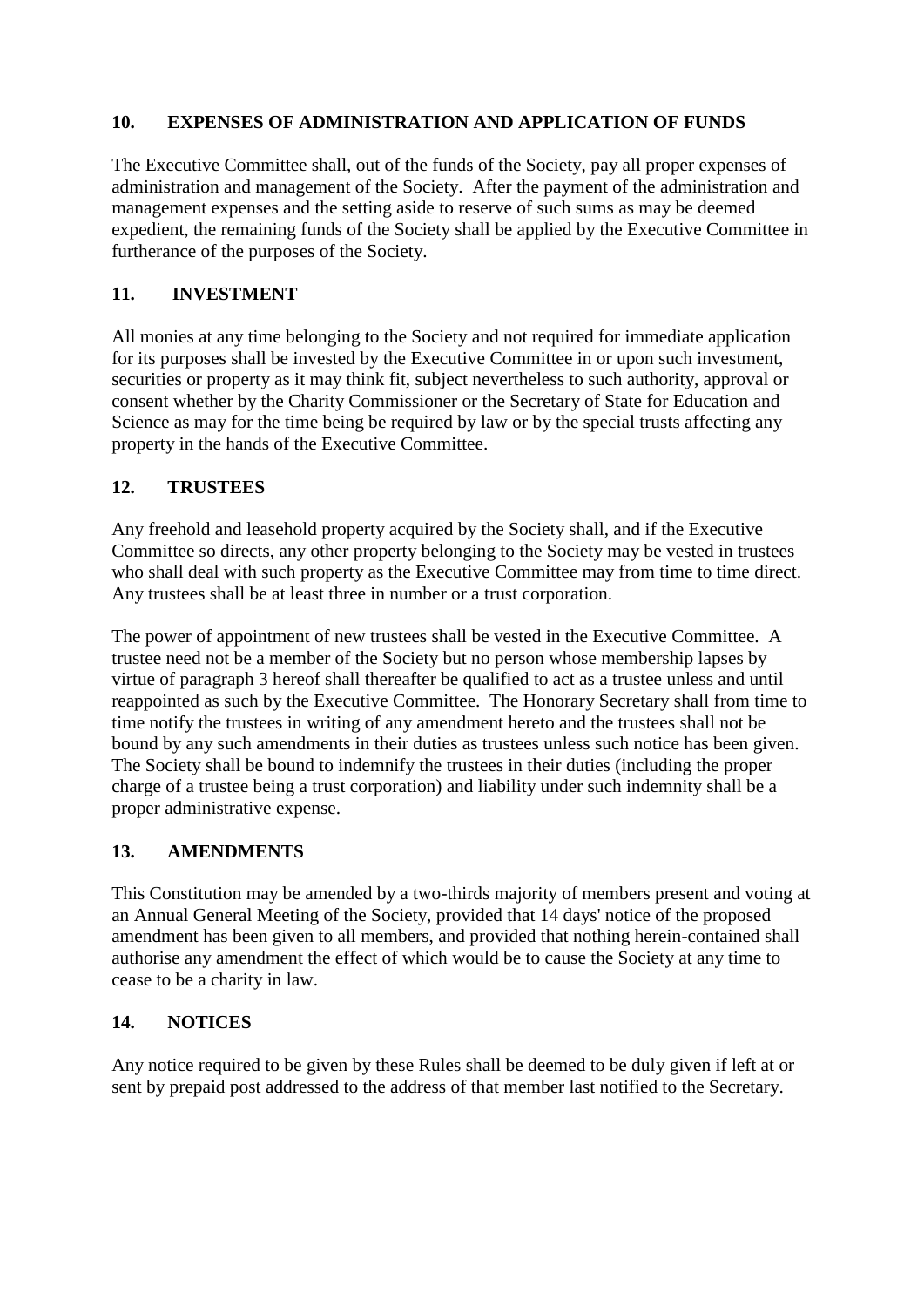## 10. EXPENSES OF ADMINISTRATION AND APPLICATION OF FUNDS

The Executive Committee shall, out of the funds of the Society, pay all proper expenses of administration and management of the Society. After the payment of the administration and management expenses and the setting aside to reserve of such sums as may be deemed expedient, the remaining funds of the Society shall be applied by the Executive Committee in furtherance of the purposes of the Society.

## 11. INVESTMENT

All monies at any time belonging to the Society and not required for immediate application for its purposes shall be invested by the Executive Committee in or upon such investment, securities or property as it may think fit, subject nevertheless to such authority, approval or consent whether by the Charity Commissioner or the Secretary of State for Education and Science as may for the time being be required by law or by the special trusts affecting any property in the hands of the Executive Committee.

## 12. TRUSTEES

Any freehold and leasehold property acquired by the Society shall, and if the Executive Committee so directs, any other property belonging to the Society may be vested in trustees who shall deal with such property as the Executive Committee may from time to time direct. Any trustees shall be at least three in number or a trust corporation.

The power of appointment of new trustees shall be vested in the Executive Committee. A trustee need not be a member of the Society but no person whose membership lapses by virtue of paragraph 3 hereof shall thereafter be qualified to act as a trustee unless and until reappointed as such by the Executive Committee. The Honorary Secretary shall from time to time notify the trustees in writing of any amendment hereto and the trustees shall not be bound by any such amendments in their duties as trustees unless such notice has been given. The Society shall be bound to indemnify the trustees in their duties (including the proper charge of a trustee being a trust corporation) and liability under such indemnity shall be a proper administrative expense.

## 13. AMENDMENTS

This Constitution may be amended by a two-thirds majority of members present and voting at an Annual General Meeting of the Society, provided that 14 days' notice of the proposed amendment has been given to all members, and provided that nothing herein-contained shall authorise any amendment the effect of which would be to cause the Society at any time to cease to be a charity in law.

## 14. NOTICES

Any notice required to be given by these Rules shall be deemed to be duly given if left at or sent by prepaid post addressed to the address of that member last notified to the Secretary.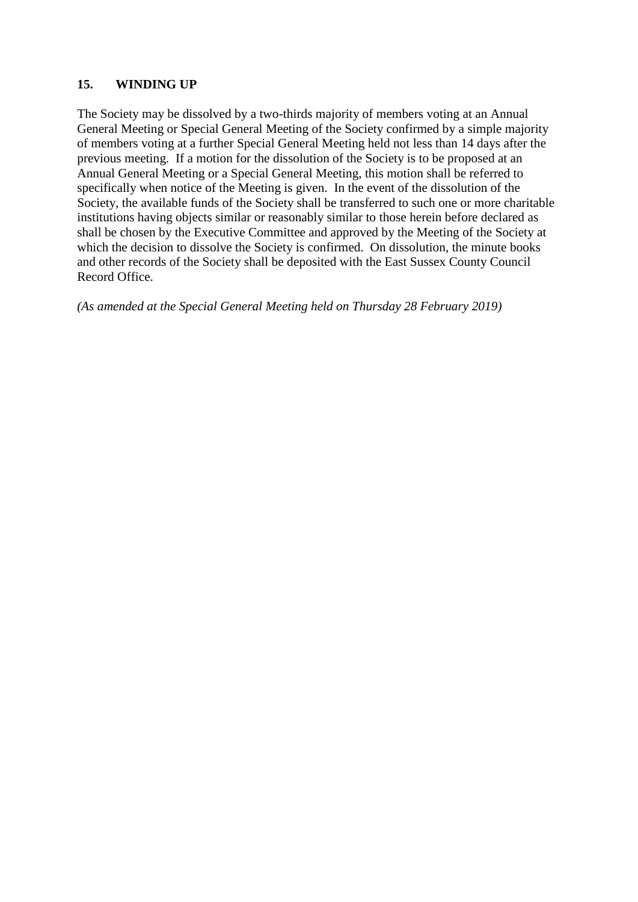## 15. WINDING UP

The Society may be dissolved by a two-thirds majority of members voting at an Annual General Meeting or Special General Meeting of the Society confirmed by a simple majority of members voting at a further Special General Meeting held not less than 14 days after the previous meeting. If a motion for the dissolution of the Society is to be proposed at an Annual General Meeting or a Special General Meeting, this motion shall be referred to specifically when notice of the Meeting is given. In the event of the dissolution of the Society, the available funds of the Society shall be transferred to such one or more charitable institutions having objects similar or reasonably similar to those herein before declared as shall be chosen by the Executive Committee and approved by the Meeting of the Society at which the decision to dissolve the Society is confirmed. On dissolution, the minute books and other records of the Society shall be deposited with the East Sussex County Council Record Office.

*(As amended at the Special General Meeting held on Thursday 28 February 2019)*